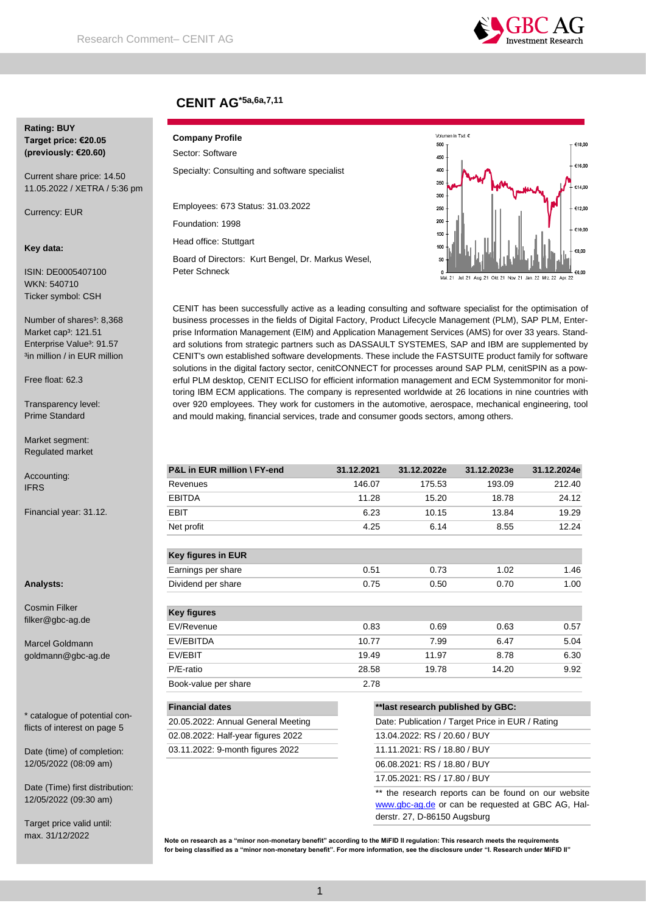# CENIT AG[*5a,6a,7,11]

**Rating: BUY**
**Target price: €20.05**
**(previously: €20.60)**

Current share price: 14.50
11.05.2022 / XETRA / 5:36 pm

Currency: EUR

**Key data:**

ISIN: DE0005407100
WKN: 540710
Ticker symbol: CSH

Number of shares³: 8,368
Market cap³: 121.51
Enterprise Value³: 91.57
³in million / in EUR million

Free float: 62.3

Transparency level:
Prime Standard

Market segment:
Regulated market

Accounting:
IFRS

Financial year: 31.12.

**Analysts:**

Cosmin Filker
filker@gbc-ag.de

Marcel Goldmann
goldmann@gbc-ag.de

\* catalogue of potential conflicts of interest on page 5

Date (time) of completion:
12/05/2022 (08:09 am)

Date (Time) first distribution:
12/05/2022 (09:30 am)

Target price valid until:
max. 31/12/2022

**Company Profile**

Sector: Software

Specialty: Consulting and software specialist

Employees: 673 Status: 31.03.2022

Foundation: 1998

Head office: Stuttgart

Board of Directors: Kurt Bengel, Dr. Markus Wesel, Peter Schneck

CENIT has been successfully active as a leading consulting and software specialist for the optimisation of business processes in the fields of Digital Factory, Product Lifecycle Management (PLM), SAP PLM, Enterprise Information Management (EIM) and Application Management Services (AMS) for over 33 years. Standard solutions from strategic partners such as DASSAULT SYSTEMES, SAP and IBM are supplemented by CENIT's own established software developments. These include the FASTSUITE product family for software solutions in the digital factory sector, cenitCONNECT for processes around SAP PLM, cenitSPIN as a powerful PLM desktop, CENIT ECLISO for efficient information management and ECM Systemmonitor for monitoring IBM ECM applications. The company is represented worldwide at 26 locations in nine countries with over 920 employees. They work for customers in the automotive, aerospace, mechanical engineering, tool and mould making, financial services, trade and consumer goods sectors, among others.

| P&L in EUR million \ FY-end | 31.12.2021 | 31.12.2022e | 31.12.2023e | 31.12.2024e |
|---|---|---|---|---|
| Revenues | 146.07 | 175.53 | 193.09 | 212.40 |
| EBITDA | 11.28 | 15.20 | 18.78 | 24.12 |
| EBIT | 6.23 | 10.15 | 13.84 | 19.29 |
| Net profit | 4.25 | 6.14 | 8.55 | 12.24 |
| **Key figures in EUR** | | | | |
| Earnings per share | 0.51 | 0.73 | 1.02 | 1.46 |
| Dividend per share | 0.75 | 0.50 | 0.70 | 1.00 |
| **Key figures** | | | | |
| EV/Revenue | 0.83 | 0.69 | 0.63 | 0.57 |
| EV/EBITDA | 10.77 | 7.99 | 6.47 | 5.04 |
| EV/EBIT | 19.49 | 11.97 | 8.78 | 6.30 |
| P/E-ratio | 28.58 | 19.78 | 14.20 | 9.92 |
| Book-value per share | 2.78 | | | |

| Financial dates |
|---|
| 20.05.2022: Annual General Meeting |
| 02.08.2022: Half-year figures 2022 |
| 03.11.2022: 9-month figures 2022 |

| **last research published by GBC: |
|---|
| Date: Publication / Target Price in EUR / Rating |
| 13.04.2022: RS / 20.60 / BUY |
| 11.11.2021: RS / 18.80 / BUY |
| 06.08.2021: RS / 18.80 / BUY |
| 17.05.2021: RS / 17.80 / BUY |

** the research reports can be found on our website www.gbc-ag.de or can be requested at GBC AG, Halderstr. 27, D-86150 Augsburg

**Note on research as a "minor non-monetary benefit" according to the MiFID II regulation: This research meets the requirements for being classified as a "minor non-monetary benefit". For more information, see the disclosure under "I. Research under MiFID II"**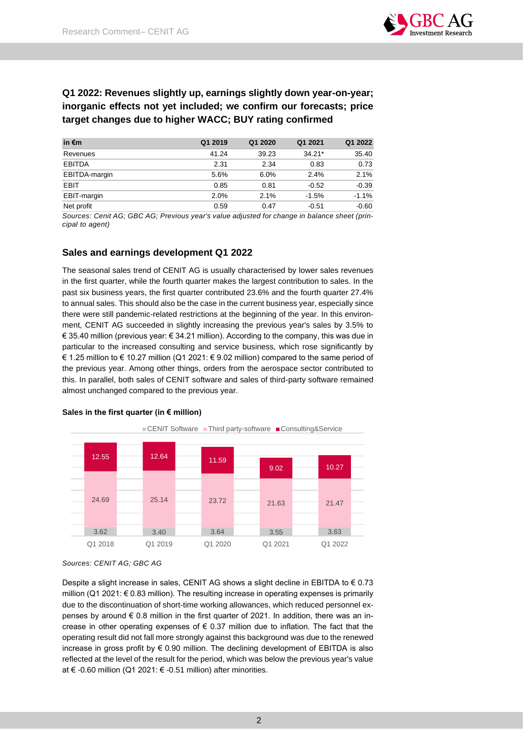**Q1 2022: Revenues slightly up, earnings slightly down year-on-year; inorganic effects not yet included; we confirm our forecasts; price target changes due to higher WACC; BUY rating confirmed**

| in €m | Q1 2019 | Q1 2020 | Q1 2021 | Q1 2022 |
|---|---|---|---|---|
| Revenues | 41.24 | 39.23 | 34.21* | 35.40 |
| EBITDA | 2.31 | 2.34 | 0.83 | 0.73 |
| EBITDA-margin | 5.6% | 6.0% | 2.4% | 2.1% |
| EBIT | 0.85 | 0.81 | -0.52 | -0.39 |
| EBIT-margin | 2.0% | 2.1% | -1.5% | -1.1% |
| Net profit | 0.59 | 0.47 | -0.51 | -0.60 |

*Sources: Cenit AG; GBC AG; Previous year's value adjusted for change in balance sheet (principal to agent)*

## Sales and earnings development Q1 2022

The seasonal sales trend of CENIT AG is usually characterised by lower sales revenues in the first quarter, while the fourth quarter makes the largest contribution to sales. In the past six business years, the first quarter contributed 23.6% and the fourth quarter 27.4% to annual sales. This should also be the case in the current business year, especially since there were still pandemic-related restrictions at the beginning of the year. In this environment, CENIT AG succeeded in slightly increasing the previous year's sales by 3.5% to € 35.40 million (previous year: € 34.21 million). According to the company, this was due in particular to the increased consulting and service business, which rose significantly by € 1.25 million to € 10.27 million (Q1 2021: € 9.02 million) compared to the same period of the previous year. Among other things, orders from the aerospace sector contributed to this. In parallel, both sales of CENIT software and sales of third-party software remained almost unchanged compared to the previous year.

**Sales in the first quarter (in € million)**

| | Q1 2018 | Q1 2019 | Q1 2020 | Q1 2021 | Q1 2022 |
|---|---|---|---|---|---|
| CENIT Software | 3.62 | 3.40 | 3.64 | 3.55 | 3.63 |
| Third party-software | 24.69 | 25.14 | 23.72 | 21.63 | 21.47 |
| Consulting&Service | 12.55 | 12.64 | 11.59 | 9.02 | 10.27 |

*Sources: CENIT AG; GBC AG*

Despite a slight increase in sales, CENIT AG shows a slight decline in EBITDA to € 0.73 million (Q1 2021: € 0.83 million). The resulting increase in operating expenses is primarily due to the discontinuation of short-time working allowances, which reduced personnel expenses by around € 0.8 million in the first quarter of 2021. In addition, there was an increase in other operating expenses of € 0.37 million due to inflation. The fact that the operating result did not fall more strongly against this background was due to the renewed increase in gross profit by € 0.90 million. The declining development of EBITDA is also reflected at the level of the result for the period, which was below the previous year's value at € -0.60 million (Q1 2021: € -0.51 million) after minorities.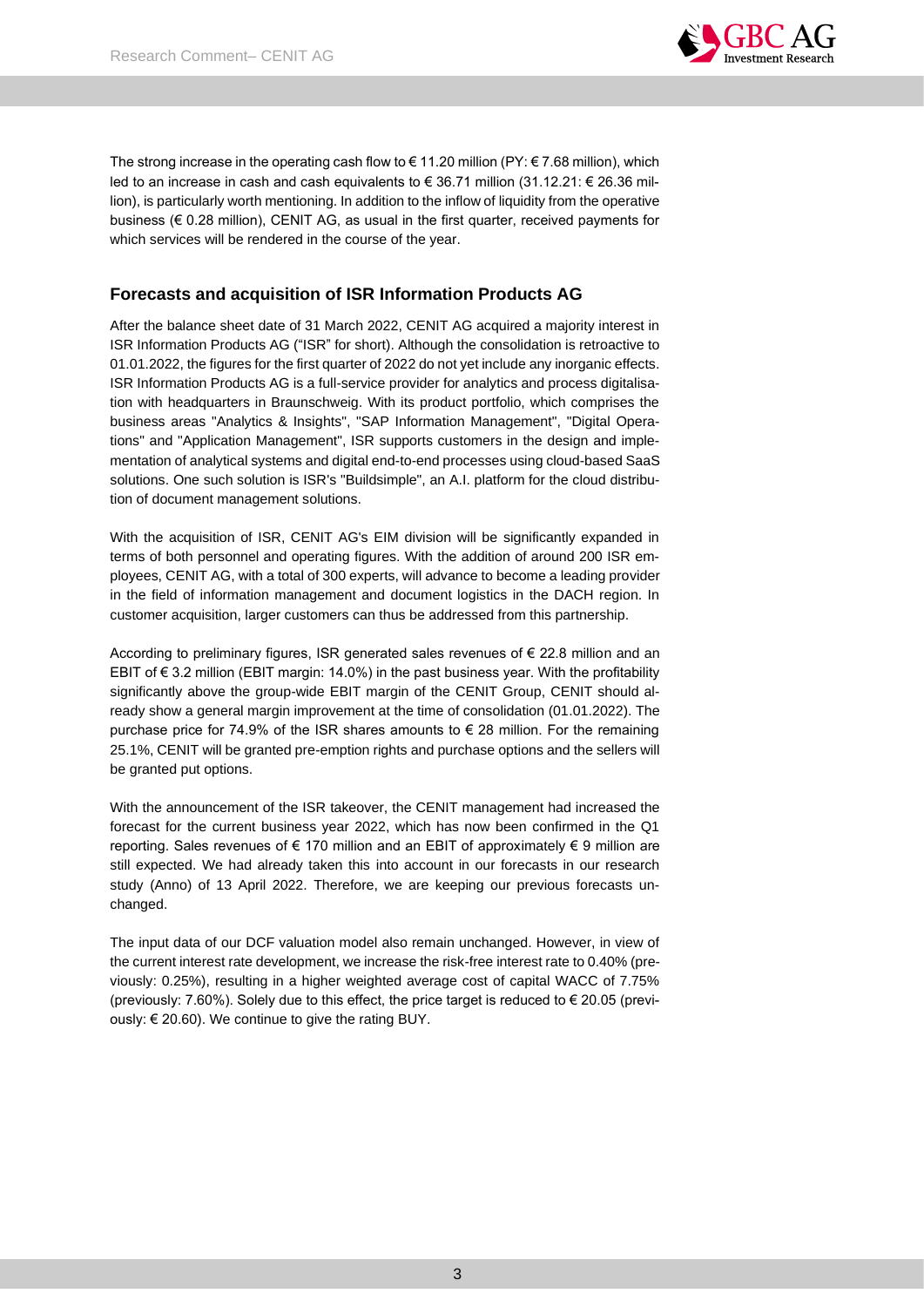The strong increase in the operating cash flow to € 11.20 million (PY: € 7.68 million), which led to an increase in cash and cash equivalents to € 36.71 million (31.12.21: € 26.36 million), is particularly worth mentioning. In addition to the inflow of liquidity from the operative business (€ 0.28 million), CENIT AG, as usual in the first quarter, received payments for which services will be rendered in the course of the year.

## Forecasts and acquisition of ISR Information Products AG

After the balance sheet date of 31 March 2022, CENIT AG acquired a majority interest in ISR Information Products AG ("ISR" for short). Although the consolidation is retroactive to 01.01.2022, the figures for the first quarter of 2022 do not yet include any inorganic effects. ISR Information Products AG is a full-service provider for analytics and process digitalisation with headquarters in Braunschweig. With its product portfolio, which comprises the business areas "Analytics & Insights", "SAP Information Management", "Digital Operations" and "Application Management", ISR supports customers in the design and implementation of analytical systems and digital end-to-end processes using cloud-based SaaS solutions. One such solution is ISR's "Buildsimple", an A.I. platform for the cloud distribution of document management solutions.

With the acquisition of ISR, CENIT AG's EIM division will be significantly expanded in terms of both personnel and operating figures. With the addition of around 200 ISR employees, CENIT AG, with a total of 300 experts, will advance to become a leading provider in the field of information management and document logistics in the DACH region. In customer acquisition, larger customers can thus be addressed from this partnership.

According to preliminary figures, ISR generated sales revenues of € 22.8 million and an EBIT of € 3.2 million (EBIT margin: 14.0%) in the past business year. With the profitability significantly above the group-wide EBIT margin of the CENIT Group, CENIT should already show a general margin improvement at the time of consolidation (01.01.2022). The purchase price for 74.9% of the ISR shares amounts to € 28 million. For the remaining 25.1%, CENIT will be granted pre-emption rights and purchase options and the sellers will be granted put options.

With the announcement of the ISR takeover, the CENIT management had increased the forecast for the current business year 2022, which has now been confirmed in the Q1 reporting. Sales revenues of € 170 million and an EBIT of approximately € 9 million are still expected. We had already taken this into account in our forecasts in our research study (Anno) of 13 April 2022. Therefore, we are keeping our previous forecasts unchanged.

The input data of our DCF valuation model also remain unchanged. However, in view of the current interest rate development, we increase the risk-free interest rate to 0.40% (previously: 0.25%), resulting in a higher weighted average cost of capital WACC of 7.75% (previously: 7.60%). Solely due to this effect, the price target is reduced to € 20.05 (previously: € 20.60). We continue to give the rating BUY.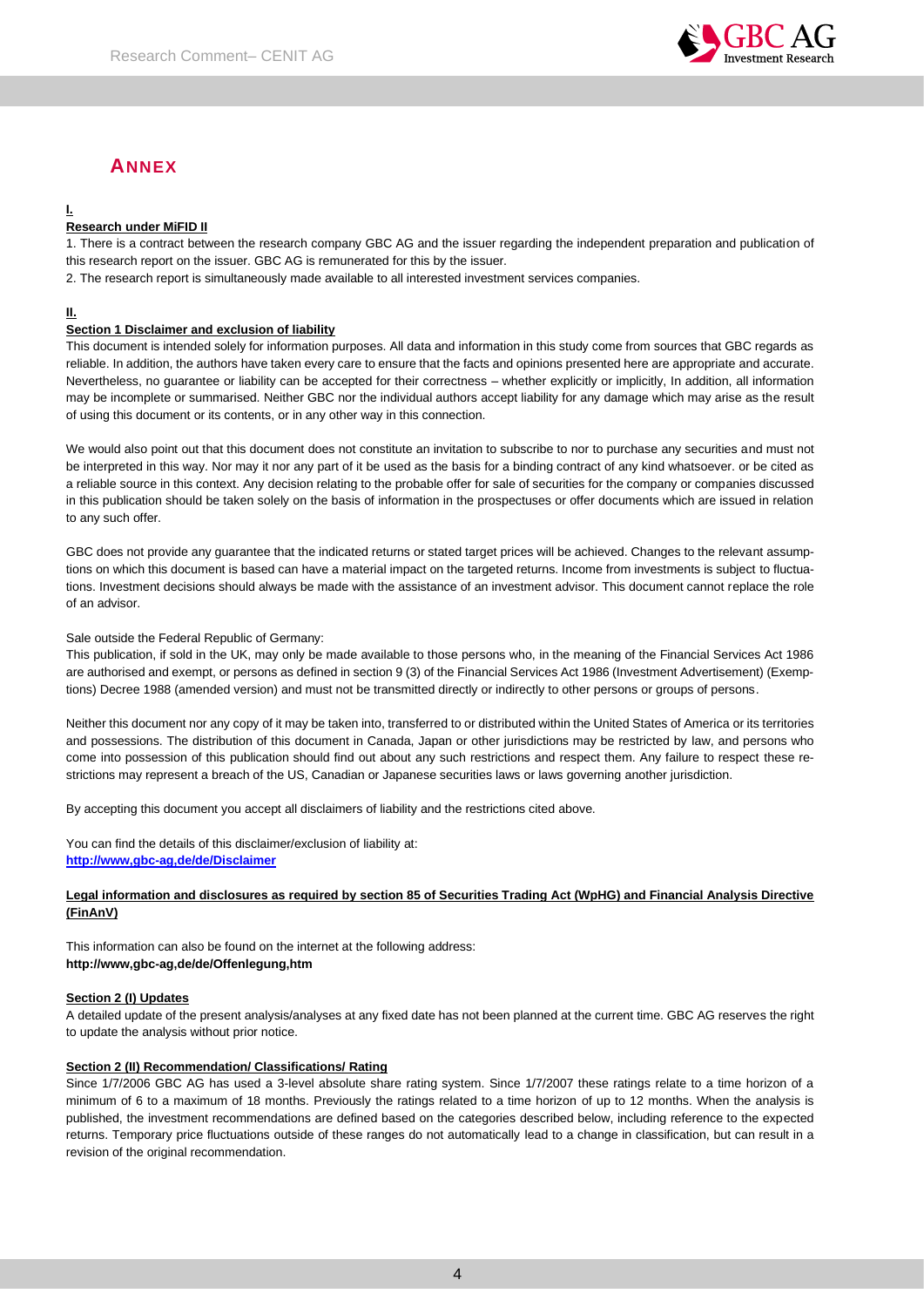## ANNEX

**I.**

**Research under MiFID II**

1. There is a contract between the research company GBC AG and the issuer regarding the independent preparation and publication of this research report on the issuer. GBC AG is remunerated for this by the issuer.
2. The research report is simultaneously made available to all interested investment services companies.

**II.**

**Section 1 Disclaimer and exclusion of liability**

This document is intended solely for information purposes. All data and information in this study come from sources that GBC regards as reliable. In addition, the authors have taken every care to ensure that the facts and opinions presented here are appropriate and accurate. Nevertheless, no guarantee or liability can be accepted for their correctness – whether explicitly or implicitly, In addition, all information may be incomplete or summarised. Neither GBC nor the individual authors accept liability for any damage which may arise as the result of using this document or its contents, or in any other way in this connection.

We would also point out that this document does not constitute an invitation to subscribe to nor to purchase any securities and must not be interpreted in this way. Nor may it nor any part of it be used as the basis for a binding contract of any kind whatsoever. or be cited as a reliable source in this context. Any decision relating to the probable offer for sale of securities for the company or companies discussed in this publication should be taken solely on the basis of information in the prospectuses or offer documents which are issued in relation to any such offer.

GBC does not provide any guarantee that the indicated returns or stated target prices will be achieved. Changes to the relevant assumptions on which this document is based can have a material impact on the targeted returns. Income from investments is subject to fluctuations. Investment decisions should always be made with the assistance of an investment advisor. This document cannot replace the role of an advisor.

Sale outside the Federal Republic of Germany:
This publication, if sold in the UK, may only be made available to those persons who, in the meaning of the Financial Services Act 1986 are authorised and exempt, or persons as defined in section 9 (3) of the Financial Services Act 1986 (Investment Advertisement) (Exemptions) Decree 1988 (amended version) and must not be transmitted directly or indirectly to other persons or groups of persons.

Neither this document nor any copy of it may be taken into, transferred to or distributed within the United States of America or its territories and possessions. The distribution of this document in Canada, Japan or other jurisdictions may be restricted by law, and persons who come into possession of this publication should find out about any such restrictions and respect them. Any failure to respect these restrictions may represent a breach of the US, Canadian or Japanese securities laws or laws governing another jurisdiction.

By accepting this document you accept all disclaimers of liability and the restrictions cited above.

You can find the details of this disclaimer/exclusion of liability at:
**http://www,gbc-ag,de/de/Disclaimer**

**Legal information and disclosures as required by section 85 of Securities Trading Act (WpHG) and Financial Analysis Directive (FinAnV)**

This information can also be found on the internet at the following address:
**http://www,gbc-ag,de/de/Offenlegung,htm**

**Section 2 (I) Updates**

A detailed update of the present analysis/analyses at any fixed date has not been planned at the current time. GBC AG reserves the right to update the analysis without prior notice.

**Section 2 (II) Recommendation/ Classifications/ Rating**

Since 1/7/2006 GBC AG has used a 3-level absolute share rating system. Since 1/7/2007 these ratings relate to a time horizon of a minimum of 6 to a maximum of 18 months. Previously the ratings related to a time horizon of up to 12 months. When the analysis is published, the investment recommendations are defined based on the categories described below, including reference to the expected returns. Temporary price fluctuations outside of these ranges do not automatically lead to a change in classification, but can result in a revision of the original recommendation.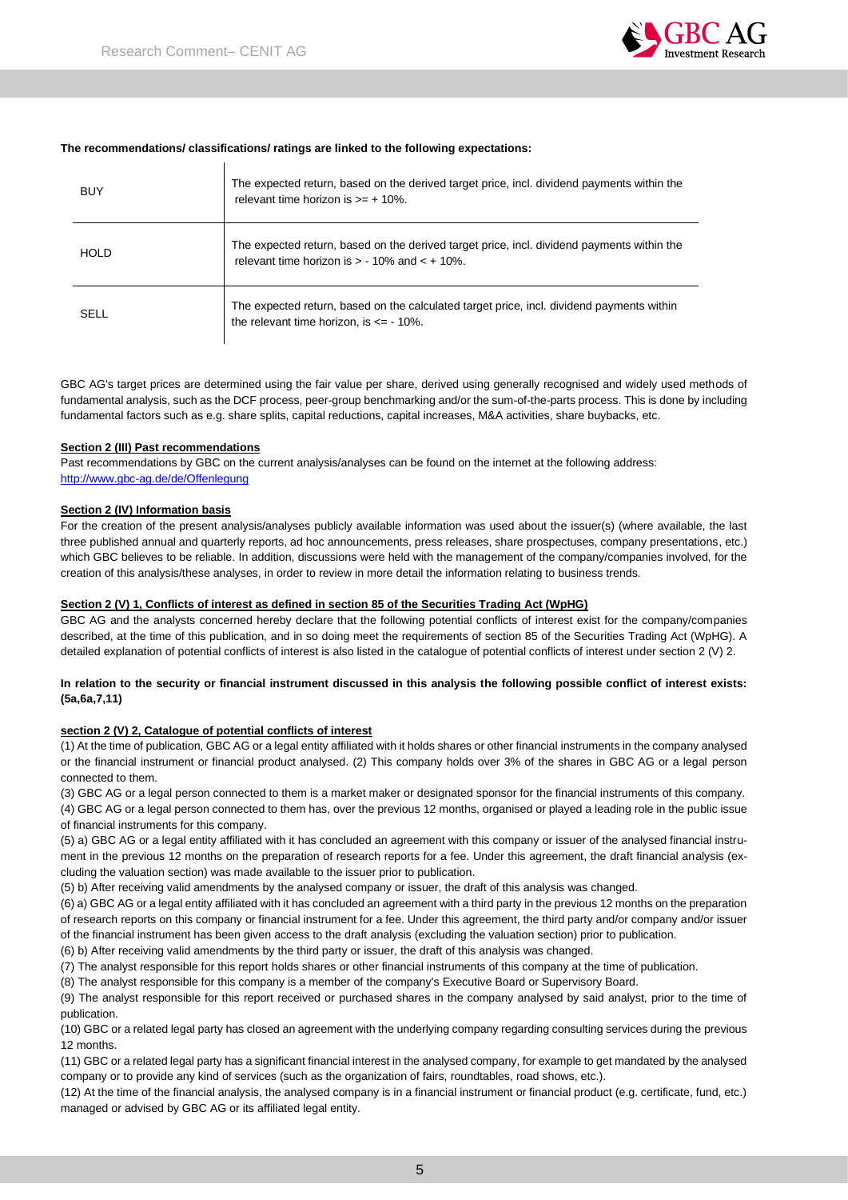**The recommendations/ classifications/ ratings are linked to the following expectations:**

| | |
|---|---|
| BUY | The expected return, based on the derived target price, incl. dividend payments within the relevant time horizon is >= + 10%. |
| HOLD | The expected return, based on the derived target price, incl. dividend payments within the relevant time horizon is > - 10% and < + 10%. |
| SELL | The expected return, based on the calculated target price, incl. dividend payments within the relevant time horizon, is <= - 10%. |

GBC AG's target prices are determined using the fair value per share, derived using generally recognised and widely used methods of fundamental analysis, such as the DCF process, peer-group benchmarking and/or the sum-of-the-parts process. This is done by including fundamental factors such as e.g. share splits, capital reductions, capital increases, M&A activities, share buybacks, etc.

**Section 2 (III) Past recommendations**

Past recommendations by GBC on the current analysis/analyses can be found on the internet at the following address:
http://www.gbc-ag.de/de/Offenlegung

**Section 2 (IV) Information basis**

For the creation of the present analysis/analyses publicly available information was used about the issuer(s) (where available, the last three published annual and quarterly reports, ad hoc announcements, press releases, share prospectuses, company presentations, etc.) which GBC believes to be reliable. In addition, discussions were held with the management of the company/companies involved, for the creation of this analysis/these analyses, in order to review in more detail the information relating to business trends.

**Section 2 (V) 1, Conflicts of interest as defined in section 85 of the Securities Trading Act (WpHG)**

GBC AG and the analysts concerned hereby declare that the following potential conflicts of interest exist for the company/companies described, at the time of this publication, and in so doing meet the requirements of section 85 of the Securities Trading Act (WpHG). A detailed explanation of potential conflicts of interest is also listed in the catalogue of potential conflicts of interest under section 2 (V) 2.

**In relation to the security or financial instrument discussed in this analysis the following possible conflict of interest exists: (5a,6a,7,11)**

**section 2 (V) 2, Catalogue of potential conflicts of interest**

(1) At the time of publication, GBC AG or a legal entity affiliated with it holds shares or other financial instruments in the company analysed or the financial instrument or financial product analysed. (2) This company holds over 3% of the shares in GBC AG or a legal person connected to them.

(3) GBC AG or a legal person connected to them is a market maker or designated sponsor for the financial instruments of this company.

(4) GBC AG or a legal person connected to them has, over the previous 12 months, organised or played a leading role in the public issue of financial instruments for this company.

(5) a) GBC AG or a legal entity affiliated with it has concluded an agreement with this company or issuer of the analysed financial instrument in the previous 12 months on the preparation of research reports for a fee. Under this agreement, the draft financial analysis (excluding the valuation section) was made available to the issuer prior to publication.

(5) b) After receiving valid amendments by the analysed company or issuer, the draft of this analysis was changed.

(6) a) GBC AG or a legal entity affiliated with it has concluded an agreement with a third party in the previous 12 months on the preparation of research reports on this company or financial instrument for a fee. Under this agreement, the third party and/or company and/or issuer of the financial instrument has been given access to the draft analysis (excluding the valuation section) prior to publication.

(6) b) After receiving valid amendments by the third party or issuer, the draft of this analysis was changed.

(7) The analyst responsible for this report holds shares or other financial instruments of this company at the time of publication.

(8) The analyst responsible for this company is a member of the company's Executive Board or Supervisory Board.

(9) The analyst responsible for this report received or purchased shares in the company analysed by said analyst, prior to the time of publication.

(10) GBC or a related legal party has closed an agreement with the underlying company regarding consulting services during the previous 12 months.

(11) GBC or a related legal party has a significant financial interest in the analysed company, for example to get mandated by the analysed company or to provide any kind of services (such as the organization of fairs, roundtables, road shows, etc.).

(12) At the time of the financial analysis, the analysed company is in a financial instrument or financial product (e.g. certificate, fund, etc.) managed or advised by GBC AG or its affiliated legal entity.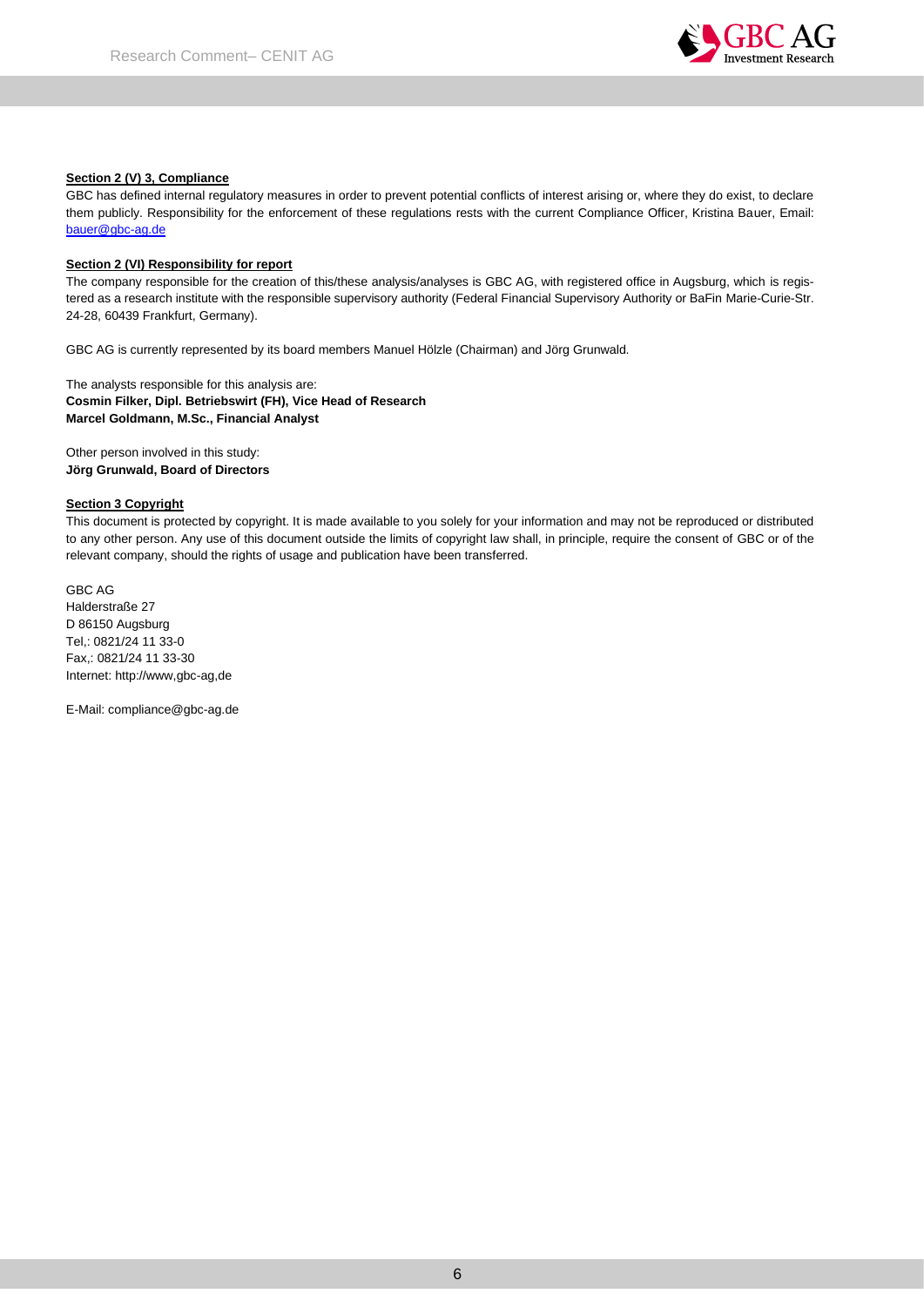**Section 2 (V) 3, Compliance**

GBC has defined internal regulatory measures in order to prevent potential conflicts of interest arising or, where they do exist, to declare them publicly. Responsibility for the enforcement of these regulations rests with the current Compliance Officer, Kristina Bauer, Email: bauer@gbc-ag.de

**Section 2 (VI) Responsibility for report**

The company responsible for the creation of this/these analysis/analyses is GBC AG, with registered office in Augsburg, which is registered as a research institute with the responsible supervisory authority (Federal Financial Supervisory Authority or BaFin Marie-Curie-Str. 24-28, 60439 Frankfurt, Germany).

GBC AG is currently represented by its board members Manuel Hölzle (Chairman) and Jörg Grunwald.

The analysts responsible for this analysis are:
**Cosmin Filker, Dipl. Betriebswirt (FH), Vice Head of Research**
**Marcel Goldmann, M.Sc., Financial Analyst**

Other person involved in this study:
**Jörg Grunwald, Board of Directors**

**Section 3 Copyright**

This document is protected by copyright. It is made available to you solely for your information and may not be reproduced or distributed to any other person. Any use of this document outside the limits of copyright law shall, in principle, require the consent of GBC or of the relevant company, should the rights of usage and publication have been transferred.

GBC AG
Halderstraße 27
D 86150 Augsburg
Tel,: 0821/24 11 33-0
Fax,: 0821/24 11 33-30
Internet: http://www,gbc-ag,de

E-Mail: compliance@gbc-ag.de